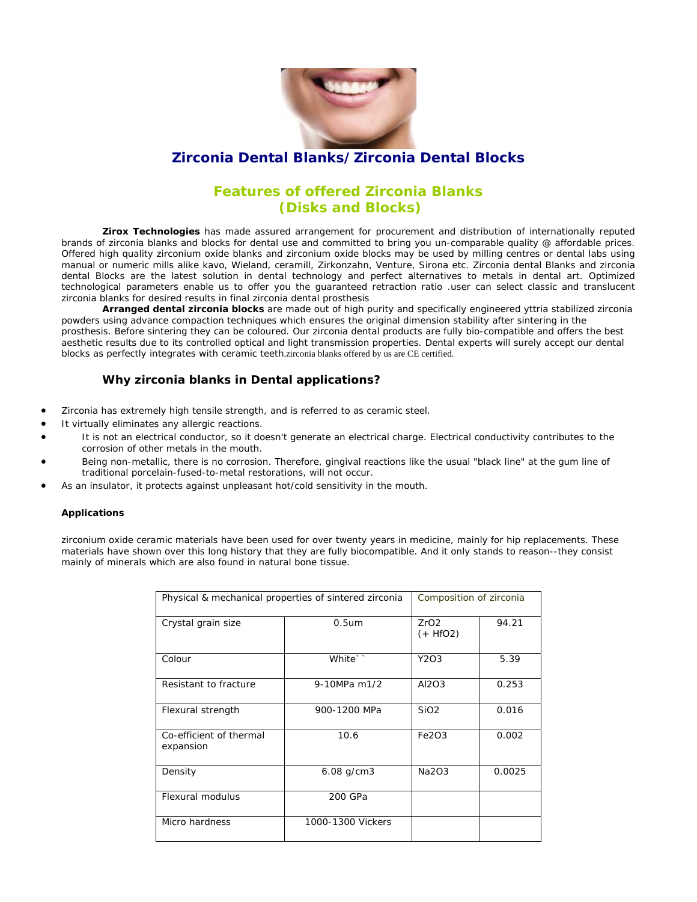# Zirconia Dental Blanks/Zirconia Dental Blocks

## Features of offered Zirconia Blanks (Disks and Blocks)

**Zirox Technologies** has made assured arrangement for procurement and distribution of internationally reputed brands of zirconia blanks and blocks for dental use and committed to bring you un-comparable quality @ affordable prices. Offered high quality zirconium oxide blanks and zirconium oxide blocks may be used by milling centres or dental labs using manual or numeric mills alike kavo, Wieland, ceramill, Zirkonzahn, Venture, Sirona etc. Zirconia dental Blanks and zirconia dental Blocks are the latest solution in dental technology and perfect alternatives to metals in dental art. Optimized technological parameters enable us to offer you the guaranteed retraction ratio .user can select classic and translucent zirconia blanks for desired results in final zirconia dental prosthesis

**Arranged dental zirconia blocks** are made out of high purity and specifically engineered yttria stabilized zirconia powders using advance compaction techniques which ensures the original dimension stability after sintering in the prosthesis. Before sintering they can be coloured. Our zirconia dental products are fully bio-compatible and offers the best aesthetic results due to its controlled optical and light transmission properties. Dental experts will surely accept our dental blocks as perfectly integrates with ceramic teeth.zirconia blanks offered by us are CE certified.

### Why zirconia blanks in Dental applications?

- Zirconia has extremely high tensile strength, and is referred to as ceramic steel.
- It virtually eliminates any allergic reactions.
- It is not an electrical conductor, so it doesn't generate an electrical charge. Electrical conductivity contributes to the corrosion of other metals in the mouth.
- Being non-metallic, there is no corrosion. Therefore, gingival reactions like the usual "black line" at the gum line of traditional porcelain-fused-to-metal restorations, will not occur.
- As an insulator, it protects against unpleasant hot/cold sensitivity in the mouth.

**Applications**

zirconium oxide ceramic materials have been used for over twenty years in medicine, mainly for hip replacements. These materials have shown over this long history that they are fully biocompatible. And it only stands to reason--they consist mainly of minerals which are also found in natural bone tissue.

| Physical & mechanical properties of sintered zirconia | | Composition of zirconia | |
|---|---|---|---|
| Crystal grain size | 0.5um | $ZrO_2$ (+ $HfO_2$) | 94.21 |
| Colour | White`` | $Y_2O_3$ | 5.39 |
| Resistant to fracture | 9-10MPa m1/2 | $Al_2O_3$ | 0.253 |
| Flexural strength | 900-1200 MPa | $SiO_2$ | 0.016 |
| Co-efficient of thermal expansion | 10.6 | $Fe_2O_3$ | 0.002 |
| Density | 6.08 g/cm3 | $Na_2O_3$ | 0.0025 |
| Flexural modulus | 200 GPa | | |
| Micro hardness | 1000-1300 Vickers | | |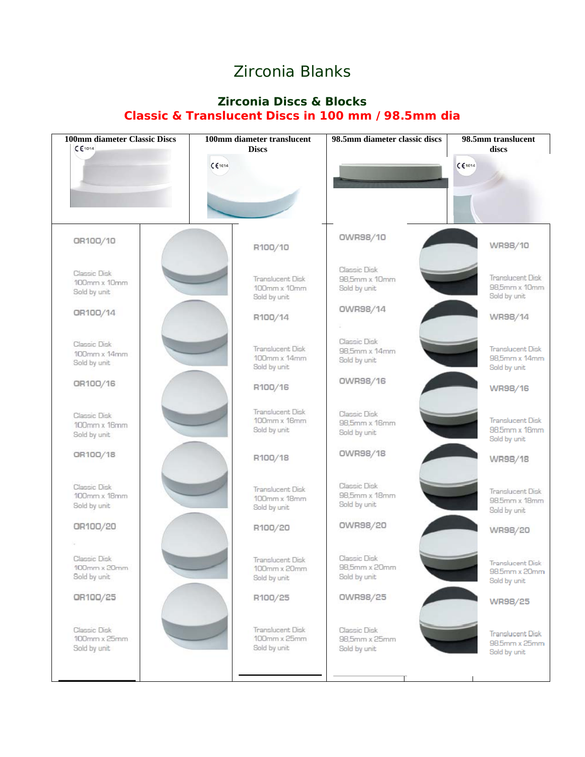# Zirconia Blanks

## Zirconia Discs & Blocks

## Classic & Translucent Discs in 100 mm / 98.5mm dia

| 100mm diameter Classic Discs | 100mm diameter translucent Discs | 98.5mm diameter classic discs | 98.5mm translucent discs |
|---|---|---|---|
| CE 1014 | CE 1014 | | CE 1014 |
| OR100/10<br>Classic Disk<br>100mm x 10mm<br>Sold by unit | R100/10<br>Translucent Disk<br>100mm x 10mm<br>Sold by unit | OWR98/10<br>Classic Disk<br>98,5mm x 10mm<br>Sold by unit | WR98/10<br>Translucent Disk<br>98,5mm x 10mm<br>Sold by unit |
| OR100/14<br>Classic Disk<br>100mm x 14mm<br>Sold by unit | R100/14<br>Translucent Disk<br>100mm x 14mm<br>Sold by unit | OWR98/14<br>Classic Disk<br>98,5mm x 14mm<br>Sold by unit | WR98/14<br>Translucent Disk<br>98,5mm x 14mm<br>Sold by unit |
| OR100/16<br>Classic Disk<br>100mm x 16mm<br>Sold by unit | R100/16<br>Translucent Disk<br>100mm x 16mm<br>Sold by unit | OWR98/16<br>Classic Disk<br>98,5mm x 16mm<br>Sold by unit | WR98/16<br>Translucent Disk<br>98.5mm x 16mm<br>Sold by unit |
| OR100/18<br>Classic Disk<br>100mm x 18mm<br>Sold by unit | R100/18<br>Translucent Disk<br>100mm x 18mm<br>Sold by unit | OWR98/18<br>Classic Disk<br>98,5mm x 18mm<br>Sold by unit | WR98/18<br>Translucent Disk<br>98.5mm x 18mm<br>Sold by unit |
| OR100/20<br>Classic Disk<br>100mm x 20mm<br>Sold by unit | R100/20<br>Translucent Disk<br>100mm x 20mm<br>Sold by unit | OWR98/20<br>Classic Disk<br>98,5mm x 20mm<br>Sold by unit | WR98/20<br>Translucent Disk<br>98.5mm x 20mm<br>Sold by unit |
| OR100/25<br>Classic Disk<br>100mm x 25mm<br>Sold by unit | R100/25<br>Translucent Disk<br>100mm x 25mm<br>Sold by unit | OWR98/25<br>Classic Disk<br>98,5mm x 25mm<br>Sold by unit | WR98/25<br>Translucent Disk<br>98.5mm x 25mm<br>Sold by unit |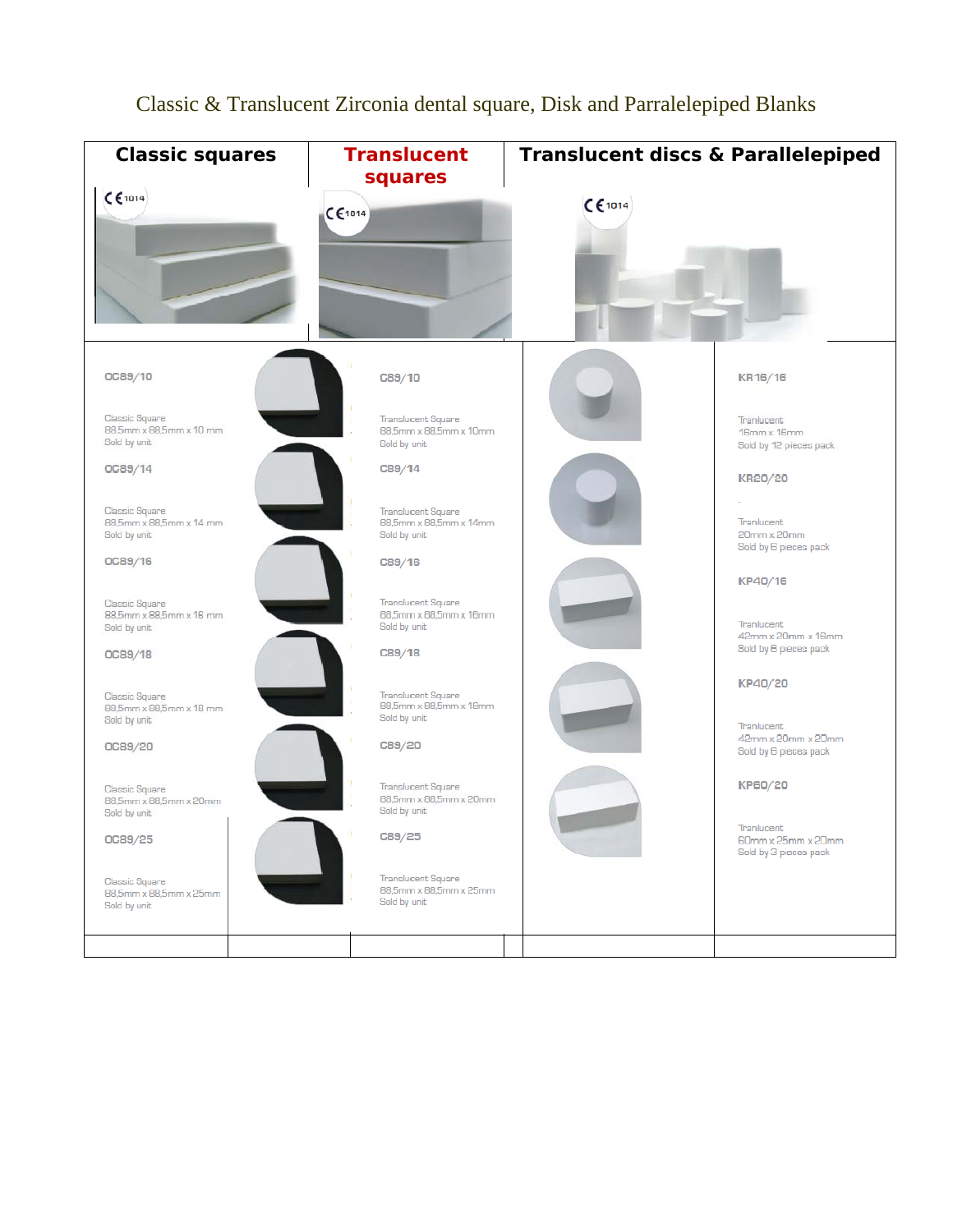# Classic & Translucent Zirconia dental square, Disk and Parralelepiped Blanks

| Classic squares | Translucent squares | Translucent discs & Parallelepiped |
|---|---|---|
| CE 1014 | CE 1014 | CE 1014 |
| **OC89/10**<br>Classic Square<br>88,5mm x 88,5mm x 10 mm<br>Sold by unit | **C89/10**<br>Translucent Square<br>88,5mm x 88,5mm x 10mm<br>Sold by unit | **KR16/16**<br>Tranlucent<br>16mm x 16mm<br>Sold by 12 pieces pack |
| **OC89/14**<br>Classic Square<br>88,5mm x 88,5mm x 14 mm<br>Sold by unit | **C89/14**<br>Translucent Square<br>88,5mm x 88,5mm x 14mm<br>Sold by unit | **KR20/20**<br>-<br>Tranlucent<br>20mm x 20mm<br>Sold by 8 pieces pack |
| **OC89/16**<br>Classic Square<br>88,5mm x 88,5mm x 16 mm<br>Sold by unit | **C89/16**<br>Translucent Square<br>88,5mm x 88,5mm x 16mm<br>Sold by unit | **KP40/16**<br>Tranlucent<br>42mm x 20mm x 16mm<br>Sold by 6 pieces pack |
| **OC89/18**<br>Classic Square<br>88,5mm x 88,5mm x 18 mm<br>Sold by unit | **C89/18**<br>Translucent Square<br>88,5mm x 88,5mm x 18mm<br>Sold by unit | **KP40/20**<br>Tranlucent<br>42mm x 20mm x 20mm<br>Sold by 6 pieces pack |
| **OC89/20**<br>Classic Square<br>88,5mm x 88,5mm x 20mm<br>Sold by unit | **C89/20**<br>Translucent Square<br>88,5mm x 88,5mm x 20mm<br>Sold by unit | **KP60/20**<br>Tranlucent<br>60mm x 25mm x 20mm<br>Sold by 3 pieces pack |
| **OC89/25**<br>Classic Square<br>88,5mm x 88,5mm x 25mm<br>Sold by unit | **C89/25**<br>Translucent Square<br>88,5mm x 88,5mm x 25mm<br>Sold by unit | |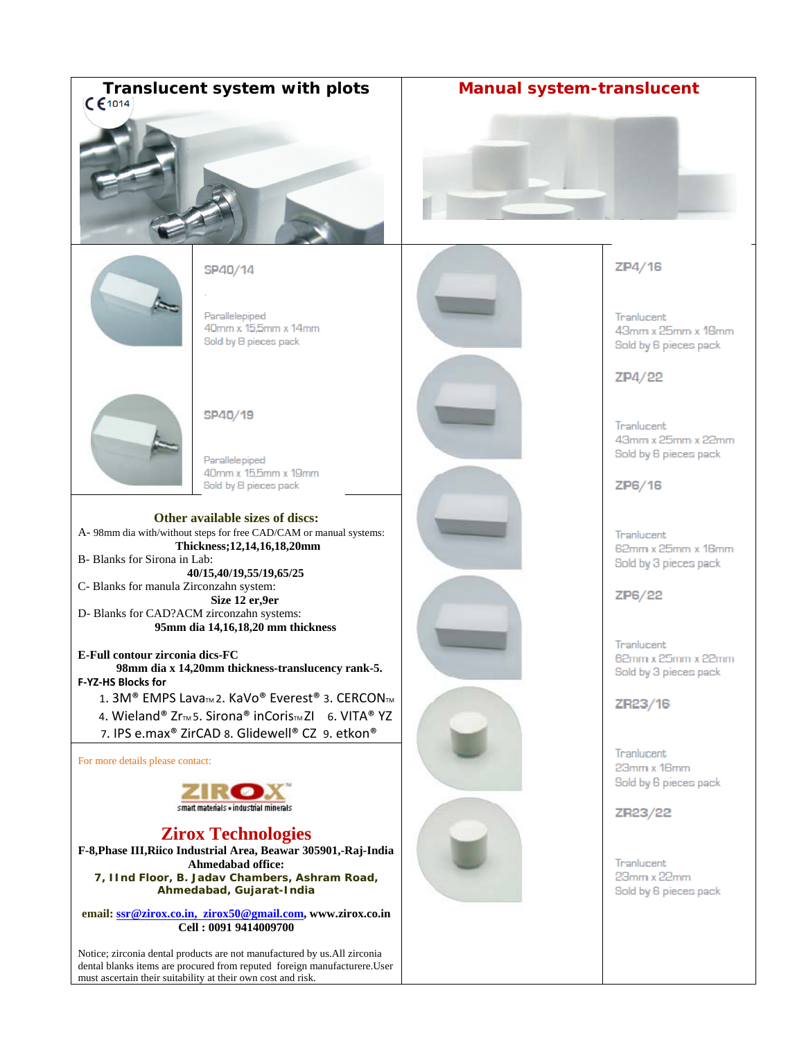## Translucent system with plots

CE 1014

**SP40/14**

Parallelepiped
40mm x 15,5mm x 14mm
Sold by 8 pieces pack

**SP40/19**

Parallelepiped
40mm x 15,5mm x 19mm
Sold by 8 pieces pack

### Other available sizes of discs:

A- 98mm dia with/without steps for free CAD/CAM or manual systems:
**Thickness;12,14,16,18,20mm**

B- Blanks for Sirona in Lab:
**40/15,40/19,55/19,65/25**

C- Blanks for manula Zirconzahn system:
**Size 12 er,9er**

D- Blanks for CAD?ACM zirconzahn systems:
**95mm dia 14,16,18,20 mm thickness**

**E-Full contour zirconia dics-FC**
**98mm dia x 14,20mm thickness-translucency rank-5.**

**F-YZ-HS Blocks for**

1. 3M® EMPS Lava™ 2. KaVo® Everest® 3. CERCON™
4. Wieland® Zr™ 5. Sirona® inCoris™ ZI 6. VITA® YZ
7. IPS e.max® ZirCAD 8. Glidewell® CZ 9. etkon®

For more details please contact:

ZIROX™
smart materials • industrial minerals

## Zirox Technologies

**F-8,Phase III,Riico Industrial Area, Beawar 305901,-Raj-India**
**Ahmedabad office:**
**7, IInd Floor, B. Jadav Chambers, Ashram Road, Ahmedabad, Gujarat-India**

**email: ssr@zirox.co.in, zirox50@gmail.com, www.zirox.co.in**
**Cell : 0091 9414009700**

Notice; zirconia dental products are not manufactured by us.All zirconia dental blanks items are procured from reputed foreign manufacturere.User must ascertain their suitability at their own cost and risk.

## Manual system-translucent

**ZP4/16**

Tranlucent
43mm x 25mm x 16mm
Sold by 6 pieces pack

**ZP4/22**

Tranlucent
43mm x 25mm x 22mm
Sold by 6 pieces pack

**ZP6/16**

Tranlucent
62mm x 25mm x 16mm
Sold by 3 pieces pack

**ZP6/22**

Tranlucent
62mm x 25mm x 22mm
Sold by 3 pieces pack

**ZR23/16**

Tranlucent
23mm x 16mm
Sold by 6 pieces pack

**ZR23/22**

Tranlucent
23mm x 22mm
Sold by 6 pieces pack